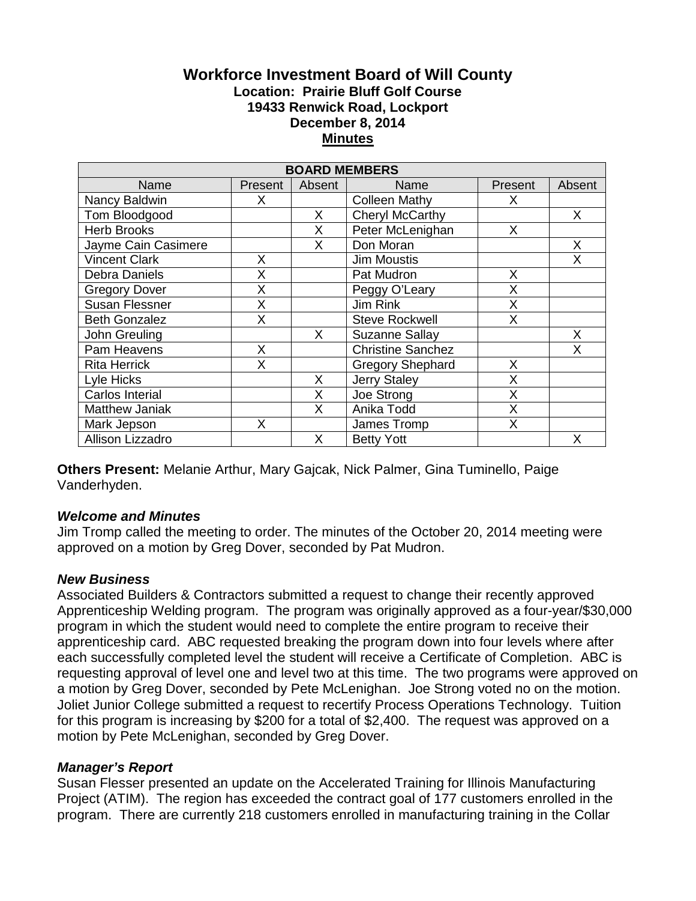# Workforce Investment Board of Will County

**Location: Prairie Bluff Golf Course**
**19433 Renwick Road, Lockport**
**December 8, 2014**
**Minutes**

| BOARD MEMBERS | | | | | |
|---|---|---|---|---|---|
| Name | Present | Absent | Name | Present | Absent |
| Nancy Baldwin | X | | Colleen Mathy | X | |
| Tom Bloodgood | | X | Cheryl McCarthy | | X |
| Herb Brooks | | X | Peter McLenighan | X | |
| Jayme Cain Casimere | | X | Don Moran | | X |
| Vincent Clark | X | | Jim Moustis | | X |
| Debra Daniels | X | | Pat Mudron | X | |
| Gregory Dover | X | | Peggy O'Leary | X | |
| Susan Flessner | X | | Jim Rink | X | |
| Beth Gonzalez | X | | Steve Rockwell | X | |
| John Greuling | | X | Suzanne Sallay | | X |
| Pam Heavens | X | | Christine Sanchez | | X |
| Rita Herrick | X | | Gregory Shephard | X | |
| Lyle Hicks | | X | Jerry Staley | X | |
| Carlos Interial | | X | Joe Strong | X | |
| Matthew Janiak | | X | Anika Todd | X | |
| Mark Jepson | X | | James Tromp | X | |
| Allison Lizzadro | | X | Betty Yott | | X |

**Others Present:** Melanie Arthur, Mary Gajcak, Nick Palmer, Gina Tuminello, Paige Vanderhyden.

### *Welcome and Minutes*

Jim Tromp called the meeting to order. The minutes of the October 20, 2014 meeting were approved on a motion by Greg Dover, seconded by Pat Mudron.

### *New Business*

Associated Builders & Contractors submitted a request to change their recently approved Apprenticeship Welding program. The program was originally approved as a four-year/$30,000 program in which the student would need to complete the entire program to receive their apprenticeship card. ABC requested breaking the program down into four levels where after each successfully completed level the student will receive a Certificate of Completion. ABC is requesting approval of level one and level two at this time. The two programs were approved on a motion by Greg Dover, seconded by Pete McLenighan. Joe Strong voted no on the motion. Joliet Junior College submitted a request to recertify Process Operations Technology. Tuition for this program is increasing by $200 for a total of $2,400. The request was approved on a motion by Pete McLenighan, seconded by Greg Dover.

### *Manager's Report*

Susan Flesser presented an update on the Accelerated Training for Illinois Manufacturing Project (ATIM). The region has exceeded the contract goal of 177 customers enrolled in the program. There are currently 218 customers enrolled in manufacturing training in the Collar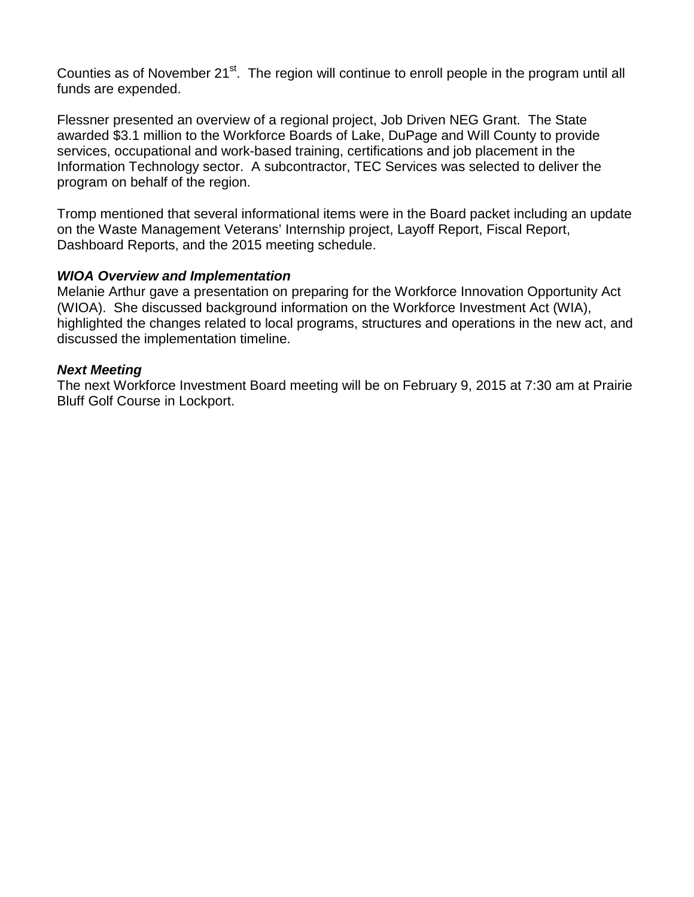Counties as of November 21st. The region will continue to enroll people in the program until all funds are expended.

Flessner presented an overview of a regional project, Job Driven NEG Grant. The State awarded $3.1 million to the Workforce Boards of Lake, DuPage and Will County to provide services, occupational and work-based training, certifications and job placement in the Information Technology sector. A subcontractor, TEC Services was selected to deliver the program on behalf of the region.

Tromp mentioned that several informational items were in the Board packet including an update on the Waste Management Veterans' Internship project, Layoff Report, Fiscal Report, Dashboard Reports, and the 2015 meeting schedule.

***WIOA Overview and Implementation***

Melanie Arthur gave a presentation on preparing for the Workforce Innovation Opportunity Act (WIOA). She discussed background information on the Workforce Investment Act (WIA), highlighted the changes related to local programs, structures and operations in the new act, and discussed the implementation timeline.

***Next Meeting***

The next Workforce Investment Board meeting will be on February 9, 2015 at 7:30 am at Prairie Bluff Golf Course in Lockport.